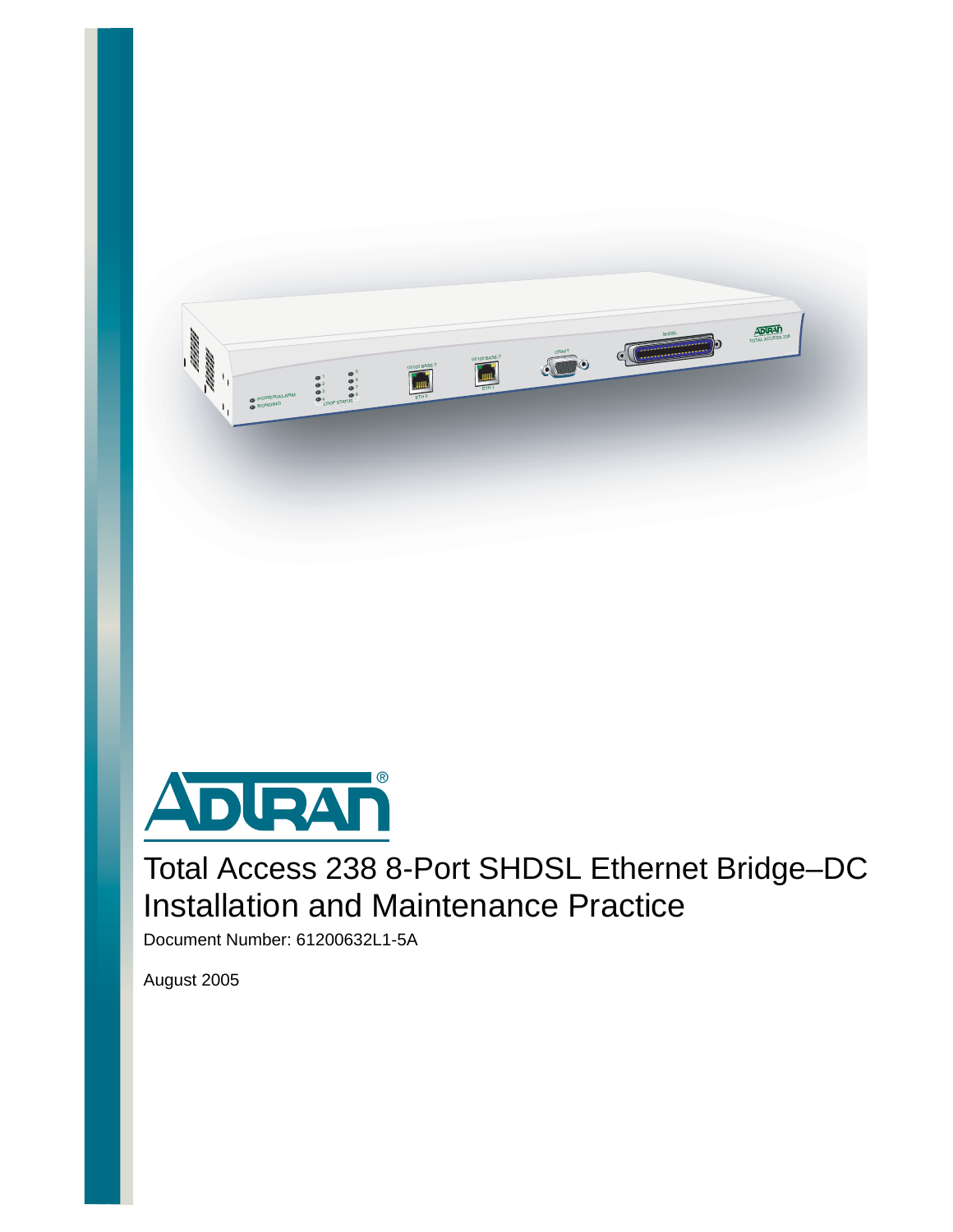ADTRAN®

# Total Access 238 8-Port SHDSL Ethernet Bridge–DC Installation and Maintenance Practice

Document Number: 61200632L1-5A

August 2005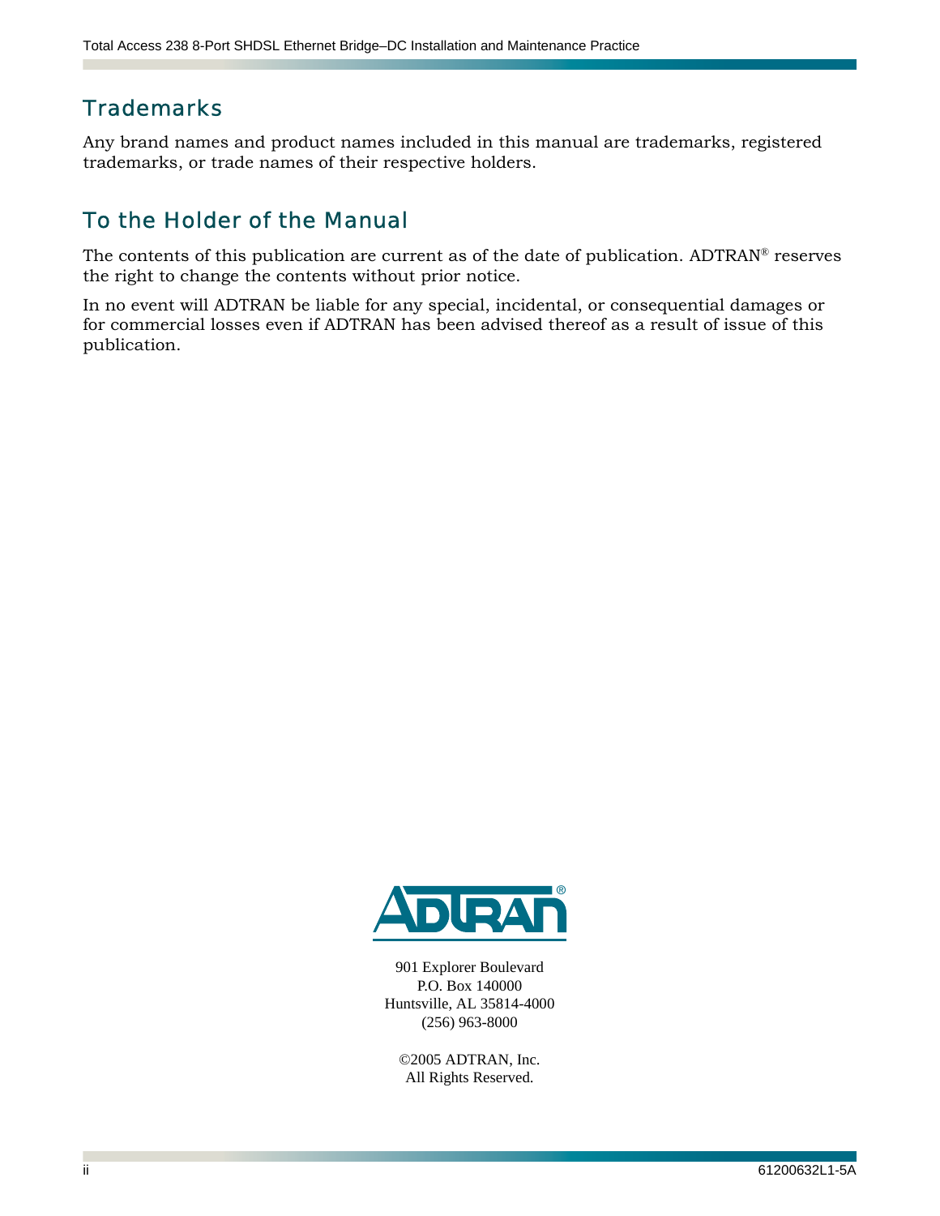## Trademarks

Any brand names and product names included in this manual are trademarks, registered trademarks, or trade names of their respective holders.

## To the Holder of the Manual

The contents of this publication are current as of the date of publication. ADTRAN® reserves the right to change the contents without prior notice.

In no event will ADTRAN be liable for any special, incidental, or consequential damages or for commercial losses even if ADTRAN has been advised thereof as a result of issue of this publication.

ADTRAN®

901 Explorer Boulevard
P.O. Box 140000
Huntsville, AL 35814-4000
(256) 963-8000

©2005 ADTRAN, Inc.
All Rights Reserved.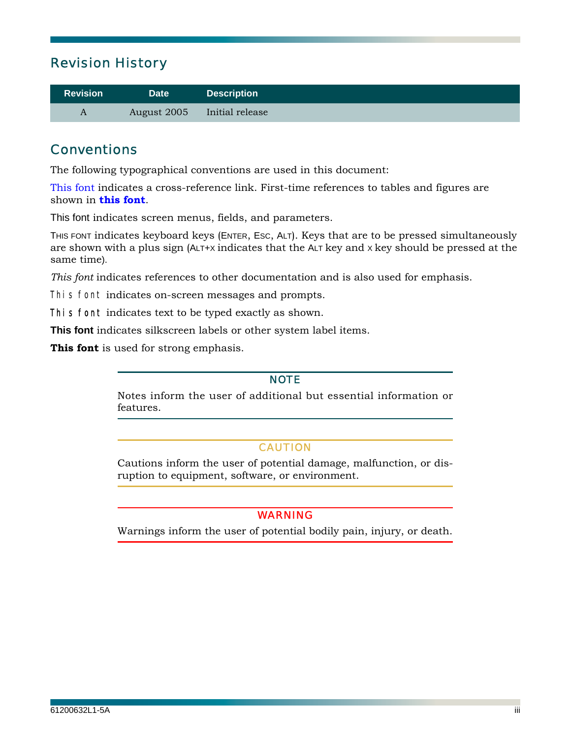## Revision History

| Revision | Date | Description |
|---|---|---|
| A | August 2005 | Initial release |

## Conventions

The following typographical conventions are used in this document:

This font indicates a cross-reference link. First-time references to tables and figures are shown in **this font**.

This font indicates screen menus, fields, and parameters.

THIS FONT indicates keyboard keys (ENTER, ESC, ALT). Keys that are to be pressed simultaneously are shown with a plus sign (ALT+X indicates that the ALT key and X key should be pressed at the same time).

*This font* indicates references to other documentation and is also used for emphasis.

`This font` indicates on-screen messages and prompts.

`This font` indicates text to be typed exactly as shown.

**This font** indicates silkscreen labels or other system label items.

**This font** is used for strong emphasis.

**NOTE**

Notes inform the user of additional but essential information or features.

**CAUTION**

Cautions inform the user of potential damage, malfunction, or disruption to equipment, software, or environment.

**WARNING**

Warnings inform the user of potential bodily pain, injury, or death.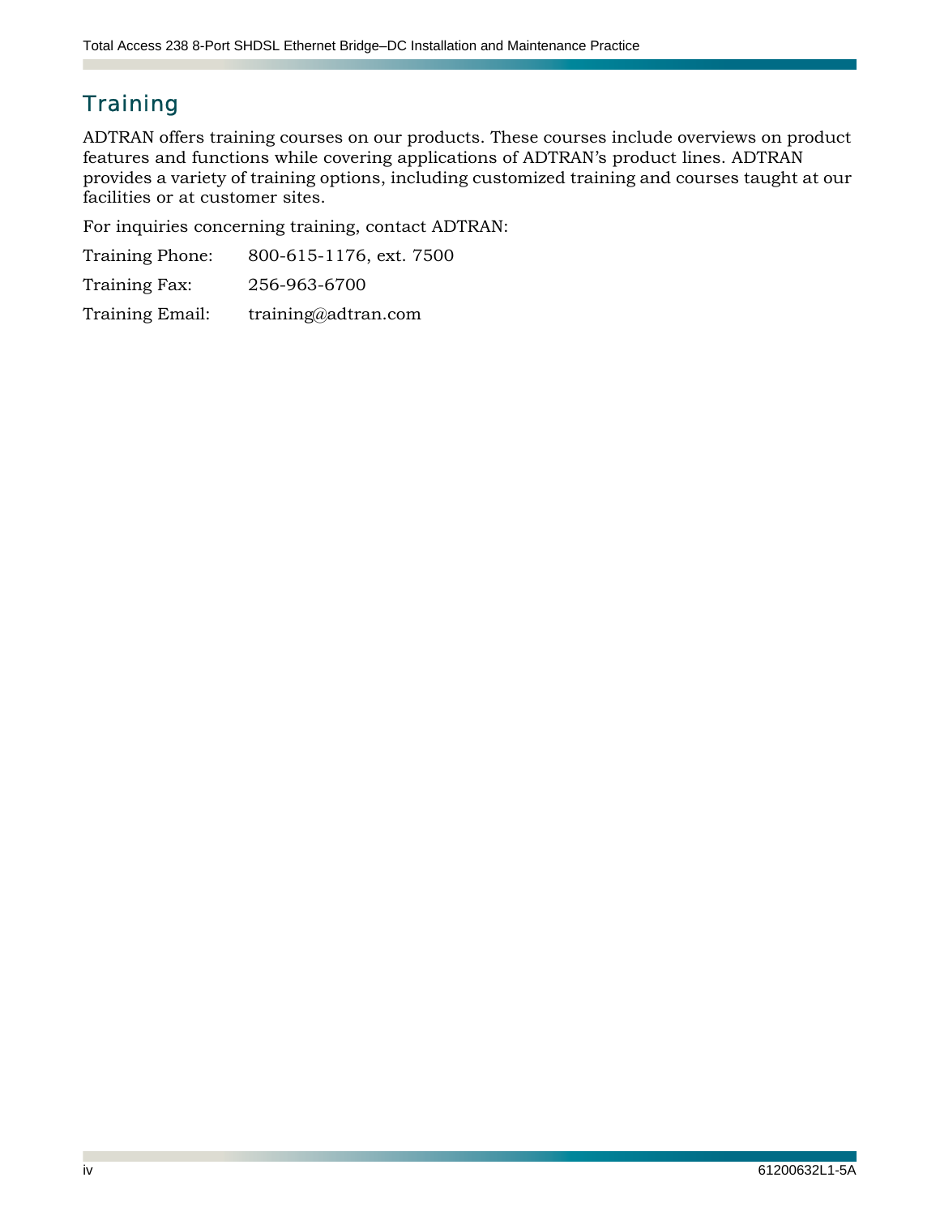## Training

ADTRAN offers training courses on our products. These courses include overviews on product features and functions while covering applications of ADTRAN's product lines. ADTRAN provides a variety of training options, including customized training and courses taught at our facilities or at customer sites.

For inquiries concerning training, contact ADTRAN:

Training Phone: 800-615-1176, ext. 7500

Training Fax: 256-963-6700

Training Email: training@adtran.com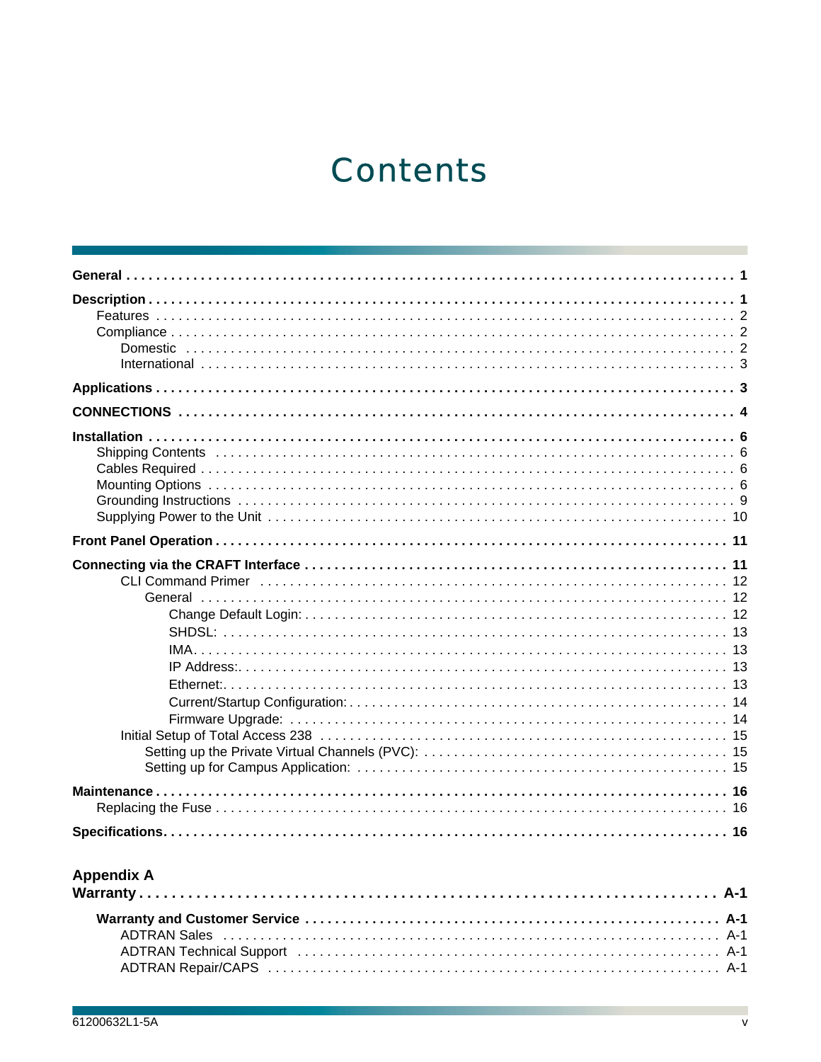# Contents

**General . . . . . . . . . . . . . . . . . . . . . . . . . . . . . . . . . . . . . . . . . . . . . . . . . . 1**

**Description . . . . . . . . . . . . . . . . . . . . . . . . . . . . . . . . . . . . . . . . . . . . . . . 1**

- Features . . . . . . . . . . . . . . . . . . . . . . . . . . . . . . . . . . . . . . . . . . . . . . 2
- Compliance . . . . . . . . . . . . . . . . . . . . . . . . . . . . . . . . . . . . . . . . . . . . 2
  - Domestic . . . . . . . . . . . . . . . . . . . . . . . . . . . . . . . . . . . . . . . . . . 2
  - International . . . . . . . . . . . . . . . . . . . . . . . . . . . . . . . . . . . . . . . 3

**Applications . . . . . . . . . . . . . . . . . . . . . . . . . . . . . . . . . . . . . . . . . . . . . . 3**

**CONNECTIONS . . . . . . . . . . . . . . . . . . . . . . . . . . . . . . . . . . . . . . . . . . . . 4**

**Installation . . . . . . . . . . . . . . . . . . . . . . . . . . . . . . . . . . . . . . . . . . . . . . . 6**

- Shipping Contents . . . . . . . . . . . . . . . . . . . . . . . . . . . . . . . . . . . . . . . . 6
- Cables Required . . . . . . . . . . . . . . . . . . . . . . . . . . . . . . . . . . . . . . . . . 6
- Mounting Options . . . . . . . . . . . . . . . . . . . . . . . . . . . . . . . . . . . . . . . . 6
- Grounding Instructions . . . . . . . . . . . . . . . . . . . . . . . . . . . . . . . . . . . . 9
- Supplying Power to the Unit . . . . . . . . . . . . . . . . . . . . . . . . . . . . . . . . 10

**Front Panel Operation . . . . . . . . . . . . . . . . . . . . . . . . . . . . . . . . . . . . . . . 11**

**Connecting via the CRAFT Interface . . . . . . . . . . . . . . . . . . . . . . . . . . . . 11**

- CLI Command Primer . . . . . . . . . . . . . . . . . . . . . . . . . . . . . . . . . . . . 12
  - General . . . . . . . . . . . . . . . . . . . . . . . . . . . . . . . . . . . . . . . . . . . 12
    - Change Default Login: . . . . . . . . . . . . . . . . . . . . . . . . . . . . . . . 12
    - SHDSL: . . . . . . . . . . . . . . . . . . . . . . . . . . . . . . . . . . . . . . . . 13
    - IMA . . . . . . . . . . . . . . . . . . . . . . . . . . . . . . . . . . . . . . . . . . . 13
    - IP Address: . . . . . . . . . . . . . . . . . . . . . . . . . . . . . . . . . . . . . . 13
    - Ethernet: . . . . . . . . . . . . . . . . . . . . . . . . . . . . . . . . . . . . . . . . 13
    - Current/Startup Configuration: . . . . . . . . . . . . . . . . . . . . . . . . . 14
    - Firmware Upgrade: . . . . . . . . . . . . . . . . . . . . . . . . . . . . . . . . . 14
- Initial Setup of Total Access 238 . . . . . . . . . . . . . . . . . . . . . . . . . . . . 15
  - Setting up the Private Virtual Channels (PVC): . . . . . . . . . . . . . . . 15
  - Setting up for Campus Application: . . . . . . . . . . . . . . . . . . . . . . . 15

**Maintenance . . . . . . . . . . . . . . . . . . . . . . . . . . . . . . . . . . . . . . . . . . . . . . 16**

- Replacing the Fuse . . . . . . . . . . . . . . . . . . . . . . . . . . . . . . . . . . . . . . 16

**Specifications . . . . . . . . . . . . . . . . . . . . . . . . . . . . . . . . . . . . . . . . . . . . . 16**

**Appendix A**
**Warranty . . . . . . . . . . . . . . . . . . . . . . . . . . . . . . . . . . . . . . . . . . . . . . . . A-1**

- **Warranty and Customer Service . . . . . . . . . . . . . . . . . . . . . . . . . . . . . A-1**
  - ADTRAN Sales . . . . . . . . . . . . . . . . . . . . . . . . . . . . . . . . . . . . . . . A-1
  - ADTRAN Technical Support . . . . . . . . . . . . . . . . . . . . . . . . . . . . . . A-1
  - ADTRAN Repair/CAPS . . . . . . . . . . . . . . . . . . . . . . . . . . . . . . . . . A-1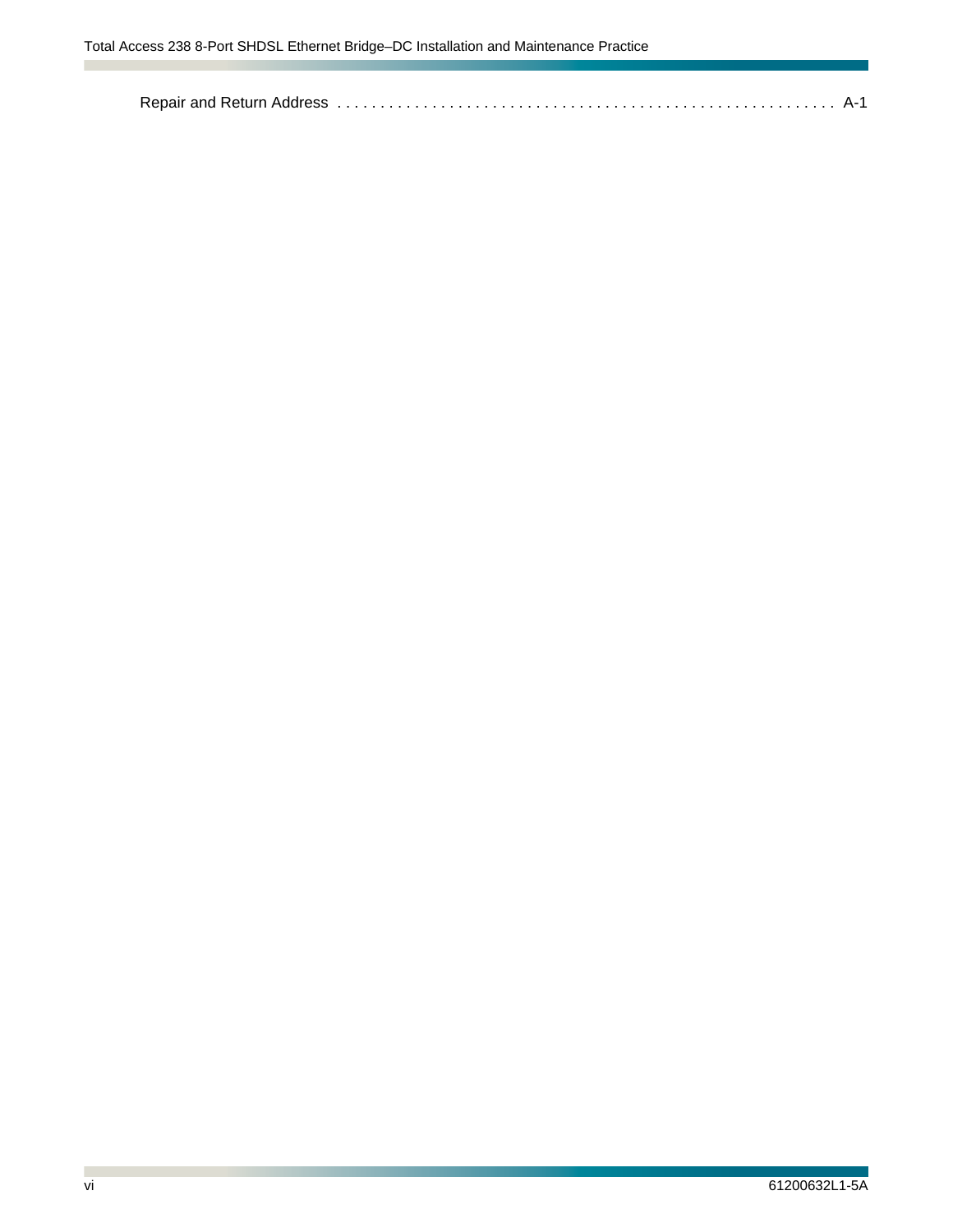Repair and Return Address . . . . . . . . . . . . . . . . . . . . . . . . . . . . . . . . . . . . . . . . . . . . . . . . . . . . . . . . . . A-1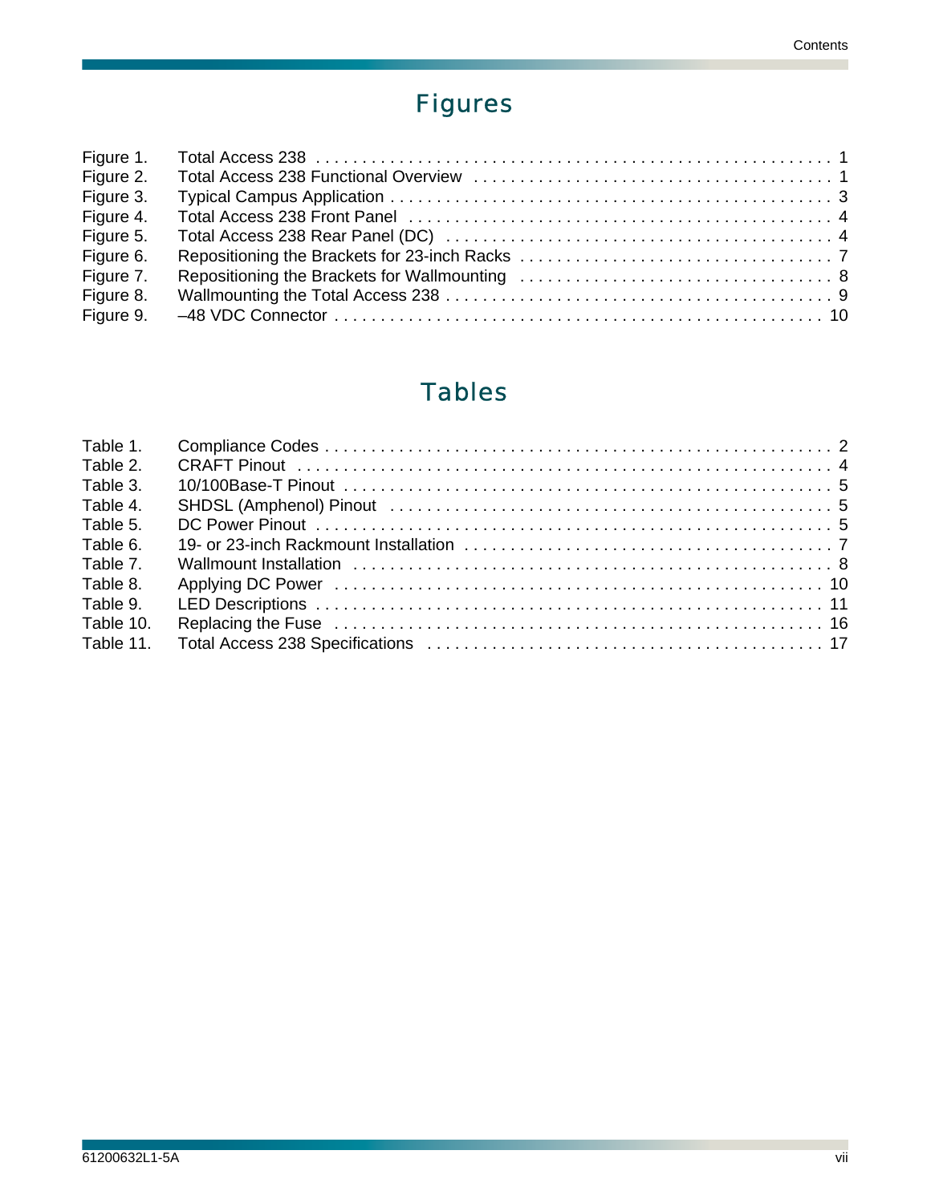# Figures

Figure 1. Total Access 238 . . . . . . . . . . . . . . . . . . . . . . . . . . . . . . . . . . . . . . . . . . . . . . . . . . . . 1
Figure 2. Total Access 238 Functional Overview . . . . . . . . . . . . . . . . . . . . . . . . . . . . . . . . . . . . . 1
Figure 3. Typical Campus Application . . . . . . . . . . . . . . . . . . . . . . . . . . . . . . . . . . . . . . . . . . . . . 3
Figure 4. Total Access 238 Front Panel . . . . . . . . . . . . . . . . . . . . . . . . . . . . . . . . . . . . . . . . . . . 4
Figure 5. Total Access 238 Rear Panel (DC) . . . . . . . . . . . . . . . . . . . . . . . . . . . . . . . . . . . . . . . 4
Figure 6. Repositioning the Brackets for 23-inch Racks . . . . . . . . . . . . . . . . . . . . . . . . . . . . . . . . 7
Figure 7. Repositioning the Brackets for Wallmounting . . . . . . . . . . . . . . . . . . . . . . . . . . . . . . . . 8
Figure 8. Wallmounting the Total Access 238 . . . . . . . . . . . . . . . . . . . . . . . . . . . . . . . . . . . . . . . 9
Figure 9. –48 VDC Connector . . . . . . . . . . . . . . . . . . . . . . . . . . . . . . . . . . . . . . . . . . . . . . . . . . 10

# Tables

Table 1. Compliance Codes . . . . . . . . . . . . . . . . . . . . . . . . . . . . . . . . . . . . . . . . . . . . . . . . . . . . 2
Table 2. CRAFT Pinout . . . . . . . . . . . . . . . . . . . . . . . . . . . . . . . . . . . . . . . . . . . . . . . . . . . . . . . 4
Table 3. 10/100Base-T Pinout . . . . . . . . . . . . . . . . . . . . . . . . . . . . . . . . . . . . . . . . . . . . . . . . . . . 5
Table 4. SHDSL (Amphenol) Pinout . . . . . . . . . . . . . . . . . . . . . . . . . . . . . . . . . . . . . . . . . . . . . . 5
Table 5. DC Power Pinout . . . . . . . . . . . . . . . . . . . . . . . . . . . . . . . . . . . . . . . . . . . . . . . . . . . . . . 5
Table 6. 19- or 23-inch Rackmount Installation . . . . . . . . . . . . . . . . . . . . . . . . . . . . . . . . . . . . . . 7
Table 7. Wallmount Installation . . . . . . . . . . . . . . . . . . . . . . . . . . . . . . . . . . . . . . . . . . . . . . . . . . 8
Table 8. Applying DC Power . . . . . . . . . . . . . . . . . . . . . . . . . . . . . . . . . . . . . . . . . . . . . . . . . . . . 10
Table 9. LED Descriptions . . . . . . . . . . . . . . . . . . . . . . . . . . . . . . . . . . . . . . . . . . . . . . . . . . . . . . 11
Table 10. Replacing the Fuse . . . . . . . . . . . . . . . . . . . . . . . . . . . . . . . . . . . . . . . . . . . . . . . . . . . . 16
Table 11. Total Access 238 Specifications . . . . . . . . . . . . . . . . . . . . . . . . . . . . . . . . . . . . . . . . . 17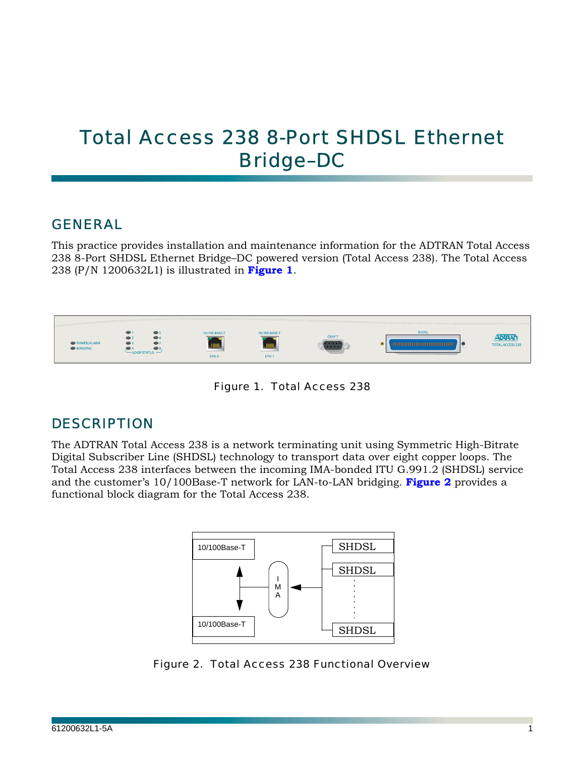# Total Access 238 8-Port SHDSL Ethernet Bridge–DC

## GENERAL

This practice provides installation and maintenance information for the ADTRAN Total Access 238 8-Port SHDSL Ethernet Bridge–DC powered version (Total Access 238). The Total Access 238 (P/N 1200632L1) is illustrated in **Figure 1**.

Figure 1. Total Access 238

## DESCRIPTION

The ADTRAN Total Access 238 is a network terminating unit using Symmetric High-Bitrate Digital Subscriber Line (SHDSL) technology to transport data over eight copper loops. The Total Access 238 interfaces between the incoming IMA-bonded ITU G.991.2 (SHDSL) service and the customer's 10/100Base-T network for LAN-to-LAN bridging. **Figure 2** provides a functional block diagram for the Total Access 238.

Figure 2. Total Access 238 Functional Overview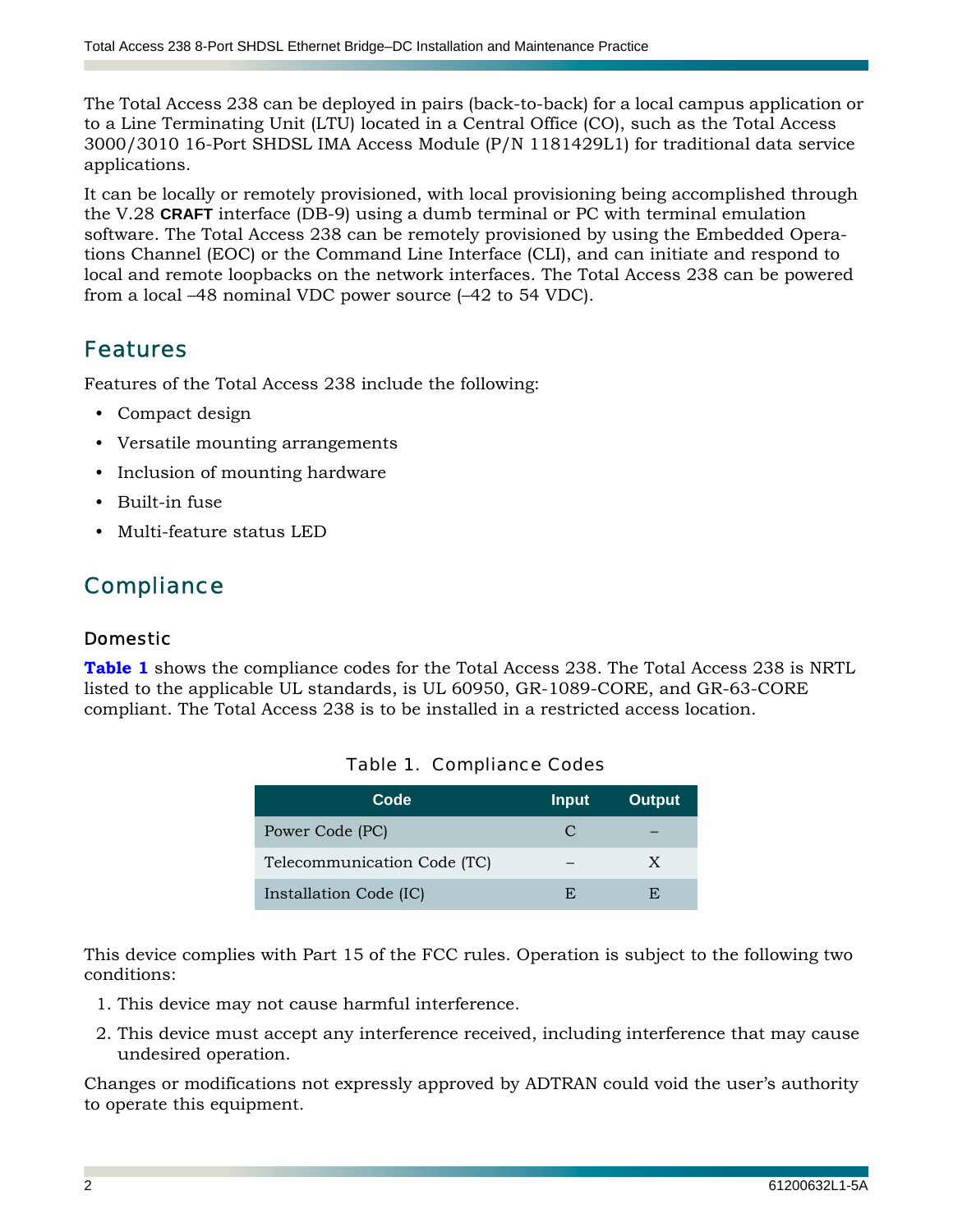The Total Access 238 can be deployed in pairs (back-to-back) for a local campus application or to a Line Terminating Unit (LTU) located in a Central Office (CO), such as the Total Access 3000/3010 16-Port SHDSL IMA Access Module (P/N 1181429L1) for traditional data service applications.

It can be locally or remotely provisioned, with local provisioning being accomplished through the V.28 **CRAFT** interface (DB-9) using a dumb terminal or PC with terminal emulation software. The Total Access 238 can be remotely provisioned by using the Embedded Operations Channel (EOC) or the Command Line Interface (CLI), and can initiate and respond to local and remote loopbacks on the network interfaces. The Total Access 238 can be powered from a local –48 nominal VDC power source (–42 to 54 VDC).

## Features

Features of the Total Access 238 include the following:

- Compact design
- Versatile mounting arrangements
- Inclusion of mounting hardware
- Built-in fuse
- Multi-feature status LED

## Compliance

### Domestic

**Table 1** shows the compliance codes for the Total Access 238. The Total Access 238 is NRTL listed to the applicable UL standards, is UL 60950, GR-1089-CORE, and GR-63-CORE compliant. The Total Access 238 is to be installed in a restricted access location.

Table 1. Compliance Codes

| Code | Input | Output |
|---|---|---|
| Power Code (PC) | C | – |
| Telecommunication Code (TC) | – | X |
| Installation Code (IC) | E | E |

This device complies with Part 15 of the FCC rules. Operation is subject to the following two conditions:

1. This device may not cause harmful interference.
2. This device must accept any interference received, including interference that may cause undesired operation.

Changes or modifications not expressly approved by ADTRAN could void the user's authority to operate this equipment.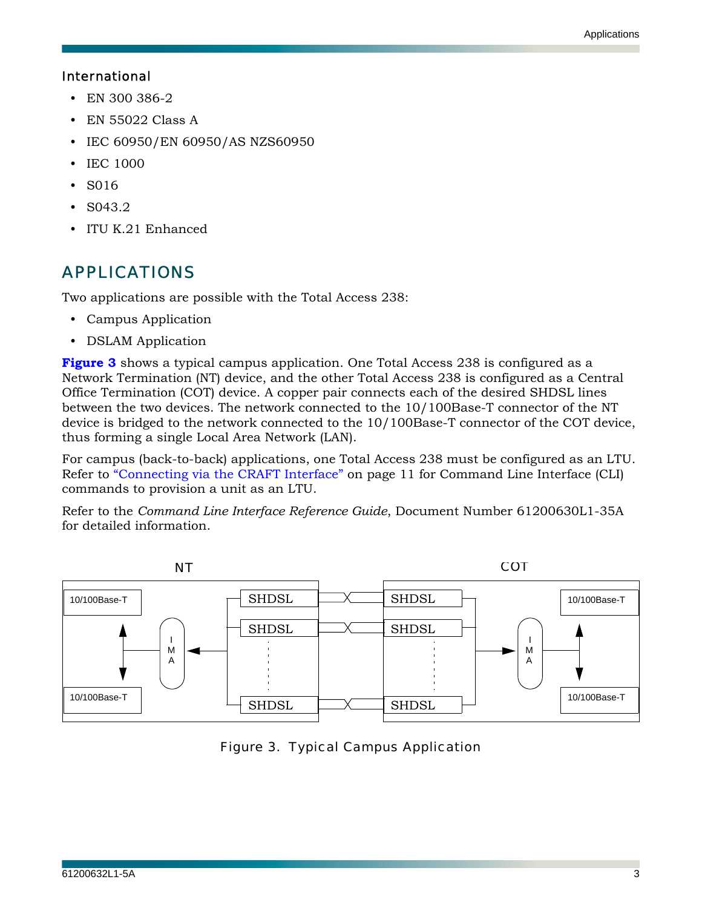### International

- EN 300 386-2
- EN 55022 Class A
- IEC 60950/EN 60950/AS NZS60950
- IEC 1000
- S016
- S043.2
- ITU K.21 Enhanced

## APPLICATIONS

Two applications are possible with the Total Access 238:

- Campus Application
- DSLAM Application

**Figure 3** shows a typical campus application. One Total Access 238 is configured as a Network Termination (NT) device, and the other Total Access 238 is configured as a Central Office Termination (COT) device. A copper pair connects each of the desired SHDSL lines between the two devices. The network connected to the 10/100Base-T connector of the NT device is bridged to the network connected to the 10/100Base-T connector of the COT device, thus forming a single Local Area Network (LAN).

For campus (back-to-back) applications, one Total Access 238 must be configured as an LTU. Refer to "Connecting via the CRAFT Interface" on page 11 for Command Line Interface (CLI) commands to provision a unit as an LTU.

Refer to the *Command Line Interface Reference Guide*, Document Number 61200630L1-35A for detailed information.

NT

10/100Base-T

10/100Base-T

IMA

SHDSL

SHDSL

SHDSL

COT

SHDSL

SHDSL

SHDSL

IMA

10/100Base-T

10/100Base-T

Figure 3. Typical Campus Application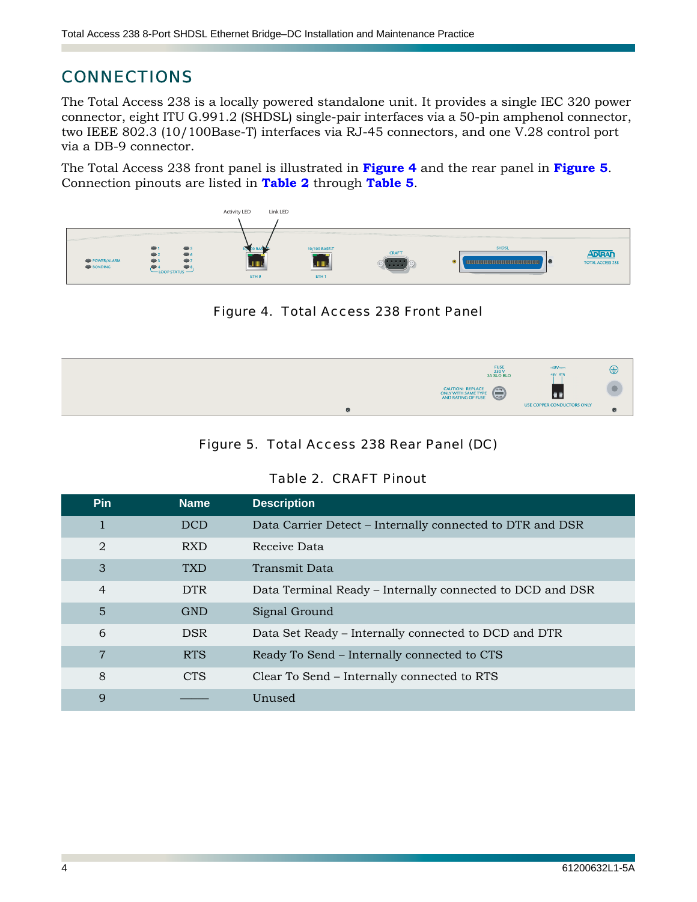## CONNECTIONS

The Total Access 238 is a locally powered standalone unit. It provides a single IEC 320 power connector, eight ITU G.991.2 (SHDSL) single-pair interfaces via a 50-pin amphenol connector, two IEEE 802.3 (10/100Base-T) interfaces via RJ-45 connectors, and one V.28 control port via a DB-9 connector.

The Total Access 238 front panel is illustrated in **Figure 4** and the rear panel in **Figure 5**. Connection pinouts are listed in **Table 2** through **Table 5**.

Figure 4. Total Access 238 Front Panel

Figure 5. Total Access 238 Rear Panel (DC)

Table 2. CRAFT Pinout

| Pin | Name | Description |
|---|---|---|
| 1 | DCD | Data Carrier Detect – Internally connected to DTR and DSR |
| 2 | RXD | Receive Data |
| 3 | TXD | Transmit Data |
| 4 | DTR | Data Terminal Ready – Internally connected to DCD and DSR |
| 5 | GND | Signal Ground |
| 6 | DSR | Data Set Ready – Internally connected to DCD and DTR |
| 7 | RTS | Ready To Send – Internally connected to CTS |
| 8 | CTS | Clear To Send – Internally connected to RTS |
| 9 | —— | Unused |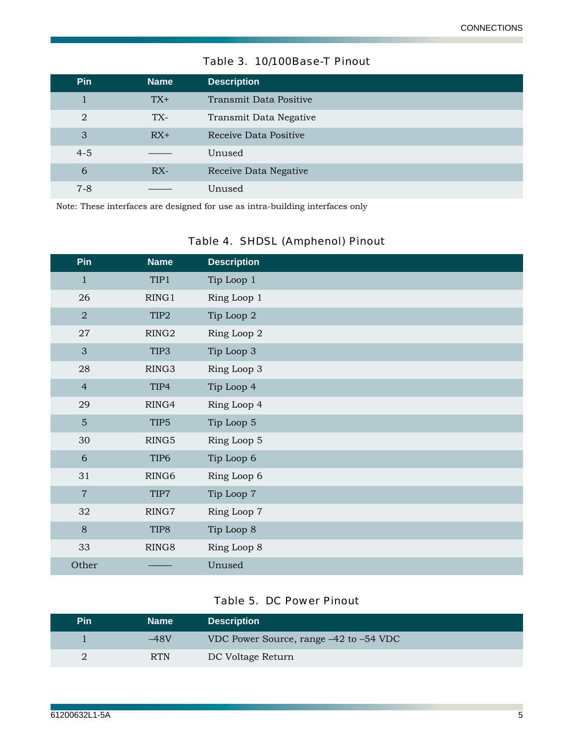Table 3. 10/100Base-T Pinout

| Pin | Name | Description |
|---|---|---|
| 1 | TX+ | Transmit Data Positive |
| 2 | TX- | Transmit Data Negative |
| 3 | RX+ | Receive Data Positive |
| 4-5 | —— | Unused |
| 6 | RX- | Receive Data Negative |
| 7-8 | —— | Unused |

Note: These interfaces are designed for use as intra-building interfaces only

Table 4. SHDSL (Amphenol) Pinout

| Pin | Name | Description |
|---|---|---|
| 1 | TIP1 | Tip Loop 1 |
| 26 | RING1 | Ring Loop 1 |
| 2 | TIP2 | Tip Loop 2 |
| 27 | RING2 | Ring Loop 2 |
| 3 | TIP3 | Tip Loop 3 |
| 28 | RING3 | Ring Loop 3 |
| 4 | TIP4 | Tip Loop 4 |
| 29 | RING4 | Ring Loop 4 |
| 5 | TIP5 | Tip Loop 5 |
| 30 | RING5 | Ring Loop 5 |
| 6 | TIP6 | Tip Loop 6 |
| 31 | RING6 | Ring Loop 6 |
| 7 | TIP7 | Tip Loop 7 |
| 32 | RING7 | Ring Loop 7 |
| 8 | TIP8 | Tip Loop 8 |
| 33 | RING8 | Ring Loop 8 |
| Other | —— | Unused |

Table 5. DC Power Pinout

| Pin | Name | Description |
|---|---|---|
| 1 | –48V | VDC Power Source, range –42 to –54 VDC |
| 2 | RTN | DC Voltage Return |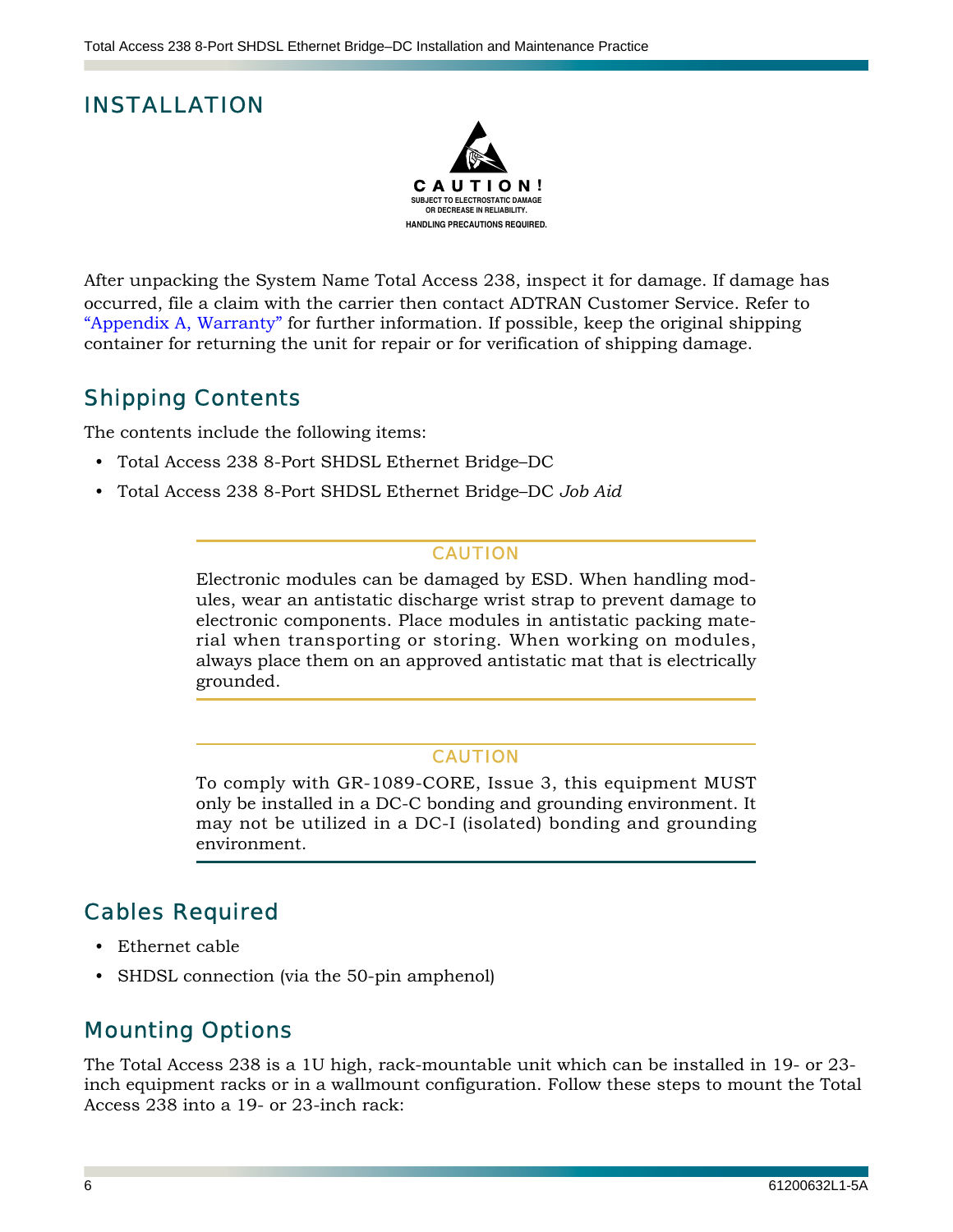# INSTALLATION

**CAUTION!**
SUBJECT TO ELECTROSTATIC DAMAGE
OR DECREASE IN RELIABILITY.
HANDLING PRECAUTIONS REQUIRED.

After unpacking the System Name Total Access 238, inspect it for damage. If damage has occurred, file a claim with the carrier then contact ADTRAN Customer Service. Refer to "Appendix A, Warranty" for further information. If possible, keep the original shipping container for returning the unit for repair or for verification of shipping damage.

## Shipping Contents

The contents include the following items:

- Total Access 238 8-Port SHDSL Ethernet Bridge–DC
- Total Access 238 8-Port SHDSL Ethernet Bridge–DC *Job Aid*

> **CAUTION**
>
> Electronic modules can be damaged by ESD. When handling modules, wear an antistatic discharge wrist strap to prevent damage to electronic components. Place modules in antistatic packing material when transporting or storing. When working on modules, always place them on an approved antistatic mat that is electrically grounded.

> **CAUTION**
>
> To comply with GR-1089-CORE, Issue 3, this equipment MUST only be installed in a DC-C bonding and grounding environment. It may not be utilized in a DC-I (isolated) bonding and grounding environment.

## Cables Required

- Ethernet cable
- SHDSL connection (via the 50-pin amphenol)

## Mounting Options

The Total Access 238 is a 1U high, rack-mountable unit which can be installed in 19- or 23-inch equipment racks or in a wallmount configuration. Follow these steps to mount the Total Access 238 into a 19- or 23-inch rack: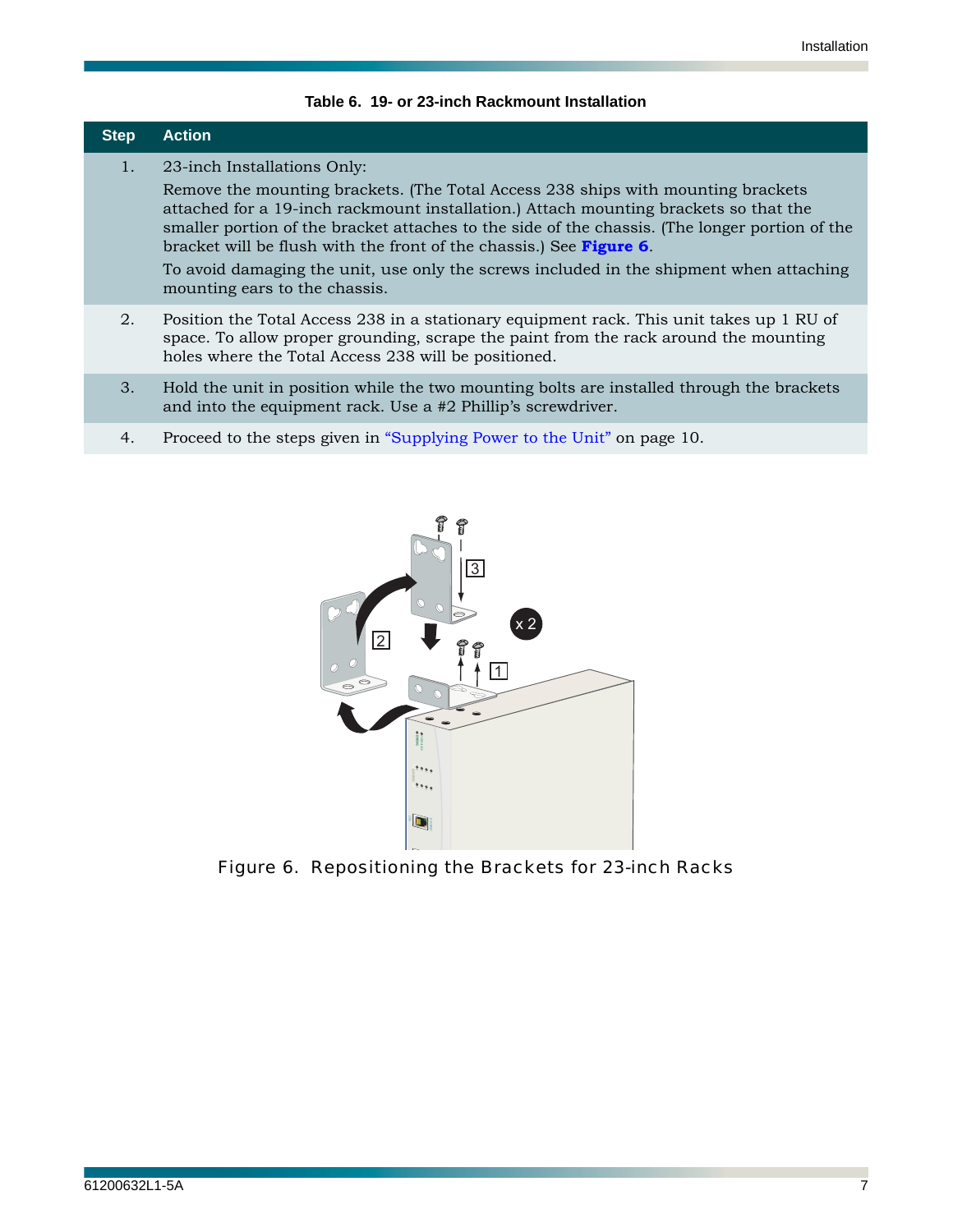**Table 6. 19- or 23-inch Rackmount Installation**

| Step | Action |
|---|---|
| 1. | 23-inch Installations Only:<br>Remove the mounting brackets. (The Total Access 238 ships with mounting brackets attached for a 19-inch rackmount installation.) Attach mounting brackets so that the smaller portion of the bracket attaches to the side of the chassis. (The longer portion of the bracket will be flush with the front of the chassis.) See **Figure 6**.<br>To avoid damaging the unit, use only the screws included in the shipment when attaching mounting ears to the chassis. |
| 2. | Position the Total Access 238 in a stationary equipment rack. This unit takes up 1 RU of space. To allow proper grounding, scrape the paint from the rack around the mounting holes where the Total Access 238 will be positioned. |
| 3. | Hold the unit in position while the two mounting bolts are installed through the brackets and into the equipment rack. Use a #2 Phillip's screwdriver. |
| 4. | Proceed to the steps given in "Supplying Power to the Unit" on page 10. |

Figure 6. Repositioning the Brackets for 23-inch Racks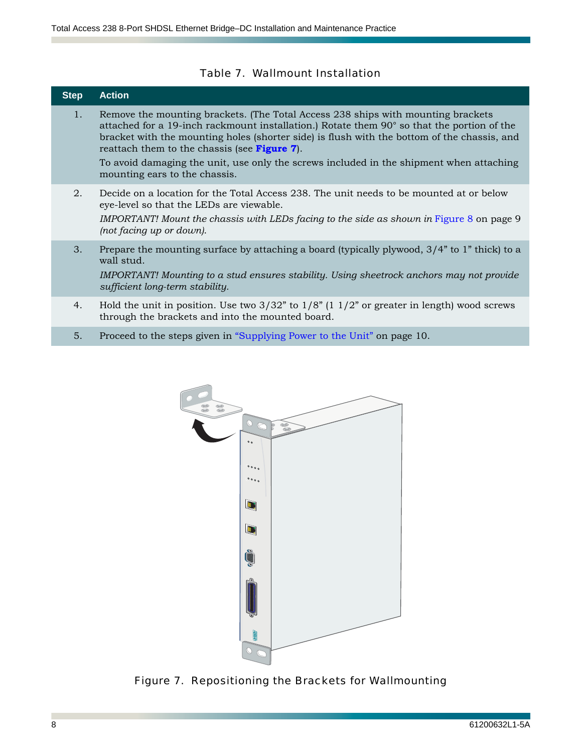Table 7. Wallmount Installation

| Step | Action |
|---|---|
| 1. | Remove the mounting brackets. (The Total Access 238 ships with mounting brackets attached for a 19-inch rackmount installation.) Rotate them 90° so that the portion of the bracket with the mounting holes (shorter side) is flush with the bottom of the chassis, and reattach them to the chassis (see **Figure 7**).<br>To avoid damaging the unit, use only the screws included in the shipment when attaching mounting ears to the chassis. |
| 2. | Decide on a location for the Total Access 238. The unit needs to be mounted at or below eye-level so that the LEDs are viewable.<br>*IMPORTANT! Mount the chassis with LEDs facing to the side as shown in* Figure 8 on page 9 *(not facing up or down).* |
| 3. | Prepare the mounting surface by attaching a board (typically plywood, 3/4” to 1” thick) to a wall stud.<br>*IMPORTANT! Mounting to a stud ensures stability. Using sheetrock anchors may not provide sufficient long-term stability.* |
| 4. | Hold the unit in position. Use two 3/32” to 1/8” (1 1/2” or greater in length) wood screws through the brackets and into the mounted board. |
| 5. | Proceed to the steps given in “Supplying Power to the Unit” on page 10. |

Figure 7. Repositioning the Brackets for Wallmounting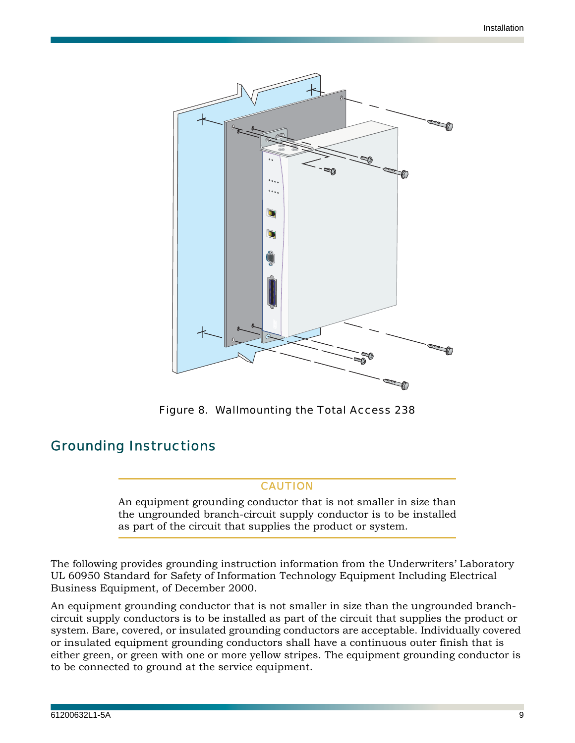Figure 8. Wallmounting the Total Access 238

## Grounding Instructions

**CAUTION**

An equipment grounding conductor that is not smaller in size than the ungrounded branch-circuit supply conductor is to be installed as part of the circuit that supplies the product or system.

The following provides grounding instruction information from the Underwriters' Laboratory UL 60950 Standard for Safety of Information Technology Equipment Including Electrical Business Equipment, of December 2000.

An equipment grounding conductor that is not smaller in size than the ungrounded branch-circuit supply conductors is to be installed as part of the circuit that supplies the product or system. Bare, covered, or insulated grounding conductors are acceptable. Individually covered or insulated equipment grounding conductors shall have a continuous outer finish that is either green, or green with one or more yellow stripes. The equipment grounding conductor is to be connected to ground at the service equipment.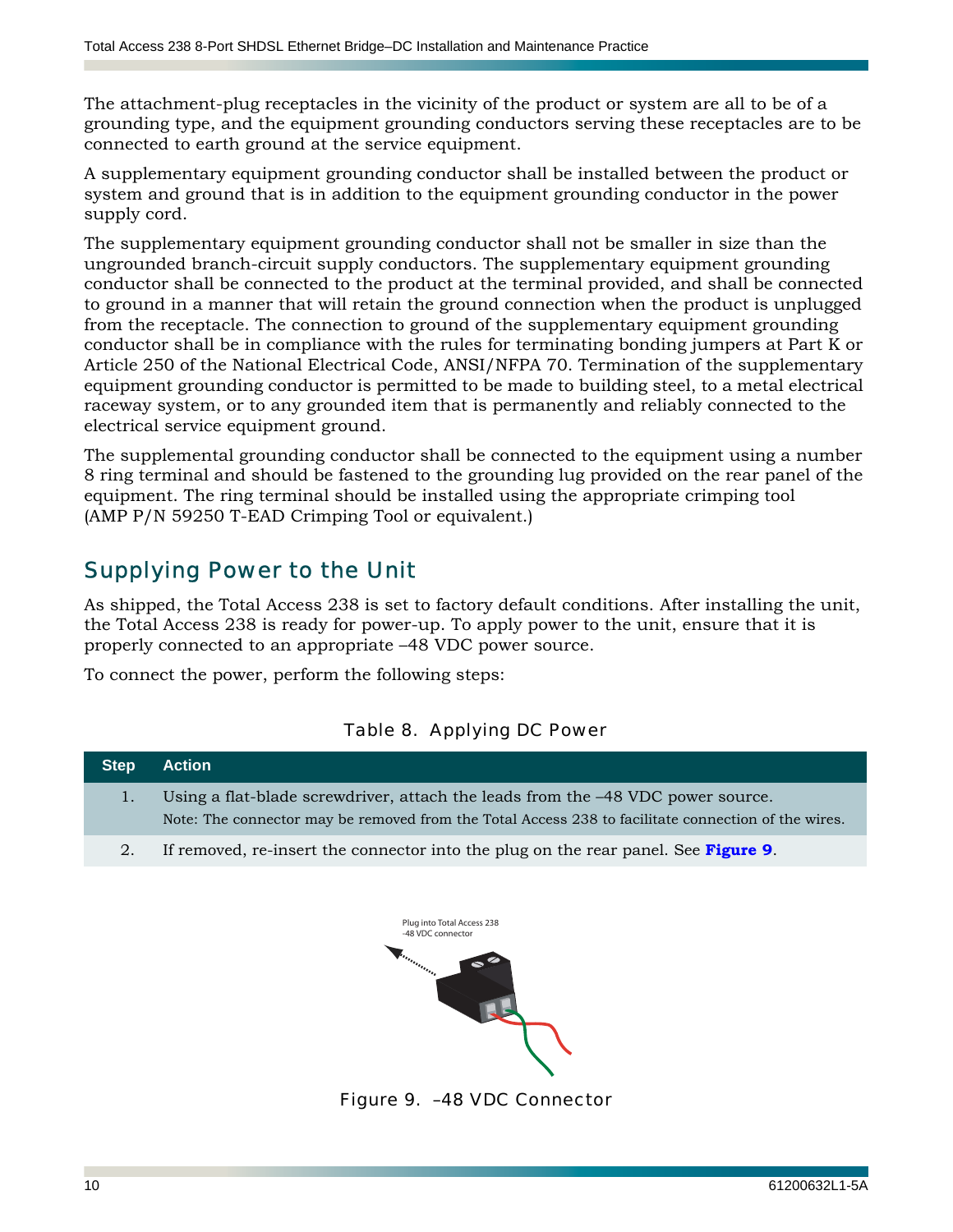The attachment-plug receptacles in the vicinity of the product or system are all to be of a grounding type, and the equipment grounding conductors serving these receptacles are to be connected to earth ground at the service equipment.

A supplementary equipment grounding conductor shall be installed between the product or system and ground that is in addition to the equipment grounding conductor in the power supply cord.

The supplementary equipment grounding conductor shall not be smaller in size than the ungrounded branch-circuit supply conductors. The supplementary equipment grounding conductor shall be connected to the product at the terminal provided, and shall be connected to ground in a manner that will retain the ground connection when the product is unplugged from the receptacle. The connection to ground of the supplementary equipment grounding conductor shall be in compliance with the rules for terminating bonding jumpers at Part K or Article 250 of the National Electrical Code, ANSI/NFPA 70. Termination of the supplementary equipment grounding conductor is permitted to be made to building steel, to a metal electrical raceway system, or to any grounded item that is permanently and reliably connected to the electrical service equipment ground.

The supplemental grounding conductor shall be connected to the equipment using a number 8 ring terminal and should be fastened to the grounding lug provided on the rear panel of the equipment. The ring terminal should be installed using the appropriate crimping tool (AMP P/N 59250 T-EAD Crimping Tool or equivalent.)

## Supplying Power to the Unit

As shipped, the Total Access 238 is set to factory default conditions. After installing the unit, the Total Access 238 is ready for power-up. To apply power to the unit, ensure that it is properly connected to an appropriate –48 VDC power source.

To connect the power, perform the following steps:

Table 8. Applying DC Power

| Step | Action |
|---|---|
| 1. | Using a flat-blade screwdriver, attach the leads from the –48 VDC power source. Note: The connector may be removed from the Total Access 238 to facilitate connection of the wires. |
| 2. | If removed, re-insert the connector into the plug on the rear panel. See **Figure 9**. |

Plug into Total Access 238 -48 VDC connector

Figure 9. –48 VDC Connector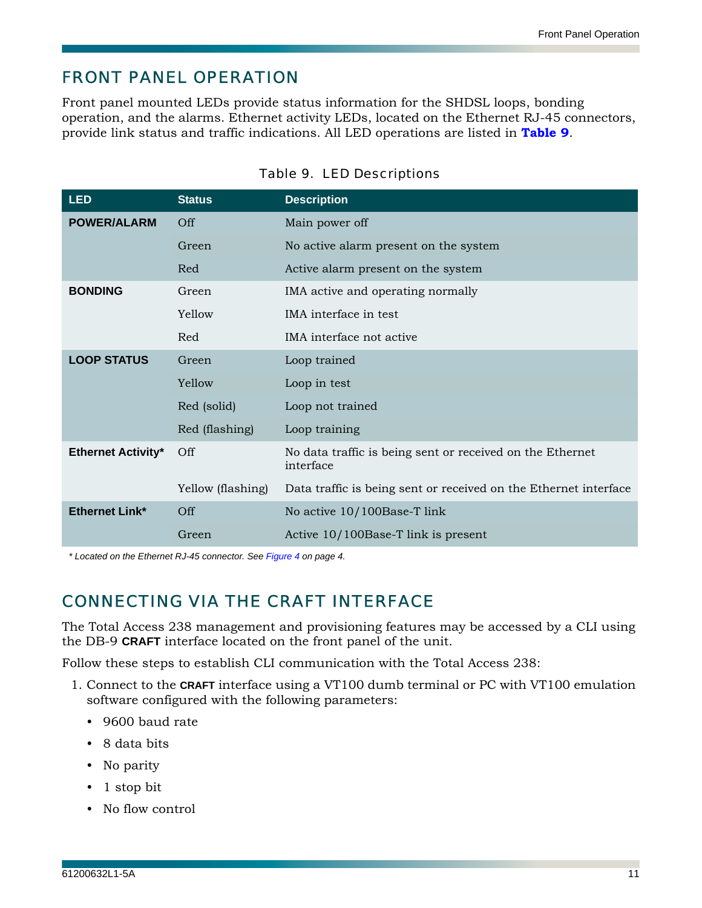## FRONT PANEL OPERATION

Front panel mounted LEDs provide status information for the SHDSL loops, bonding operation, and the alarms. Ethernet activity LEDs, located on the Ethernet RJ-45 connectors, provide link status and traffic indications. All LED operations are listed in **Table 9**.

Table 9. LED Descriptions

| LED | Status | Description |
|---|---|---|
| **POWER/ALARM** | Off | Main power off |
| | Green | No active alarm present on the system |
| | Red | Active alarm present on the system |
| **BONDING** | Green | IMA active and operating normally |
| | Yellow | IMA interface in test |
| | Red | IMA interface not active |
| **LOOP STATUS** | Green | Loop trained |
| | Yellow | Loop in test |
| | Red (solid) | Loop not trained |
| | Red (flashing) | Loop training |
| **Ethernet Activity*** | Off | No data traffic is being sent or received on the Ethernet interface |
| | Yellow (flashing) | Data traffic is being sent or received on the Ethernet interface |
| **Ethernet Link*** | Off | No active 10/100Base-T link |
| | Green | Active 10/100Base-T link is present |

*\* Located on the Ethernet RJ-45 connector. See Figure 4 on page 4.*

## CONNECTING VIA THE CRAFT INTERFACE

The Total Access 238 management and provisioning features may be accessed by a CLI using the DB-9 **CRAFT** interface located on the front panel of the unit.

Follow these steps to establish CLI communication with the Total Access 238:

1. Connect to the **CRAFT** interface using a VT100 dumb terminal or PC with VT100 emulation software configured with the following parameters:
   - 9600 baud rate
   - 8 data bits
   - No parity
   - 1 stop bit
   - No flow control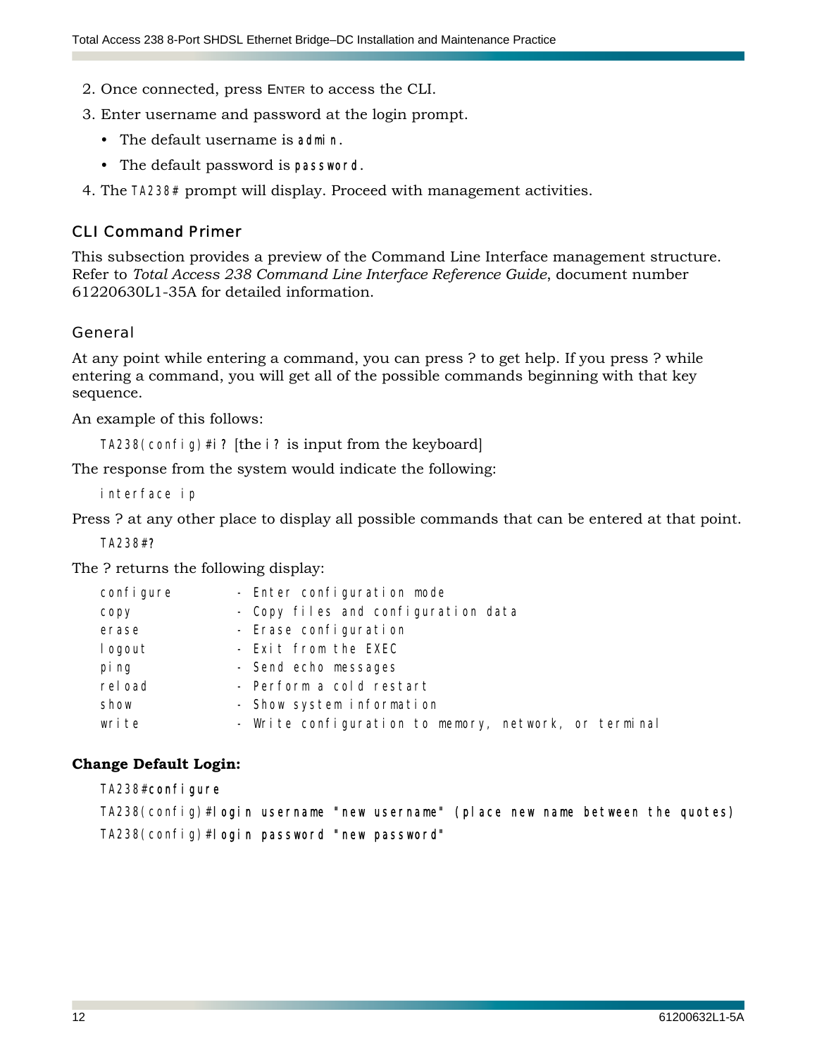2. Once connected, press ENTER to access the CLI.
3. Enter username and password at the login prompt.
   - The default username is `admin`.
   - The default password is `password`.
4. The `TA238#` prompt will display. Proceed with management activities.

## CLI Command Primer

This subsection provides a preview of the Command Line Interface management structure. Refer to *Total Access 238 Command Line Interface Reference Guide*, document number 61220630L1-35A for detailed information.

### General

At any point while entering a command, you can press ? to get help. If you press ? while entering a command, you will get all of the possible commands beginning with that key sequence.

An example of this follows:

`TA238(config)#i?` [the `i?` is input from the keyboard]

The response from the system would indicate the following:

```
interface ip
```

Press ? at any other place to display all possible commands that can be entered at that point.

```
TA238#?
```

The ? returns the following display:

```
configure        - Enter configuration mode
copy             - Copy files and configuration data
erase            - Erase configuration
logout           - Exit from the EXEC
ping             - Send echo messages
reload           - Perform a cold restart
show             - Show system information
write            - Write configuration to memory, network, or terminal
```

**Change Default Login:**

```
TA238#configure
TA238(config)#login username "new username" (place new name between the quotes)
TA238(config)#login password "new password"
```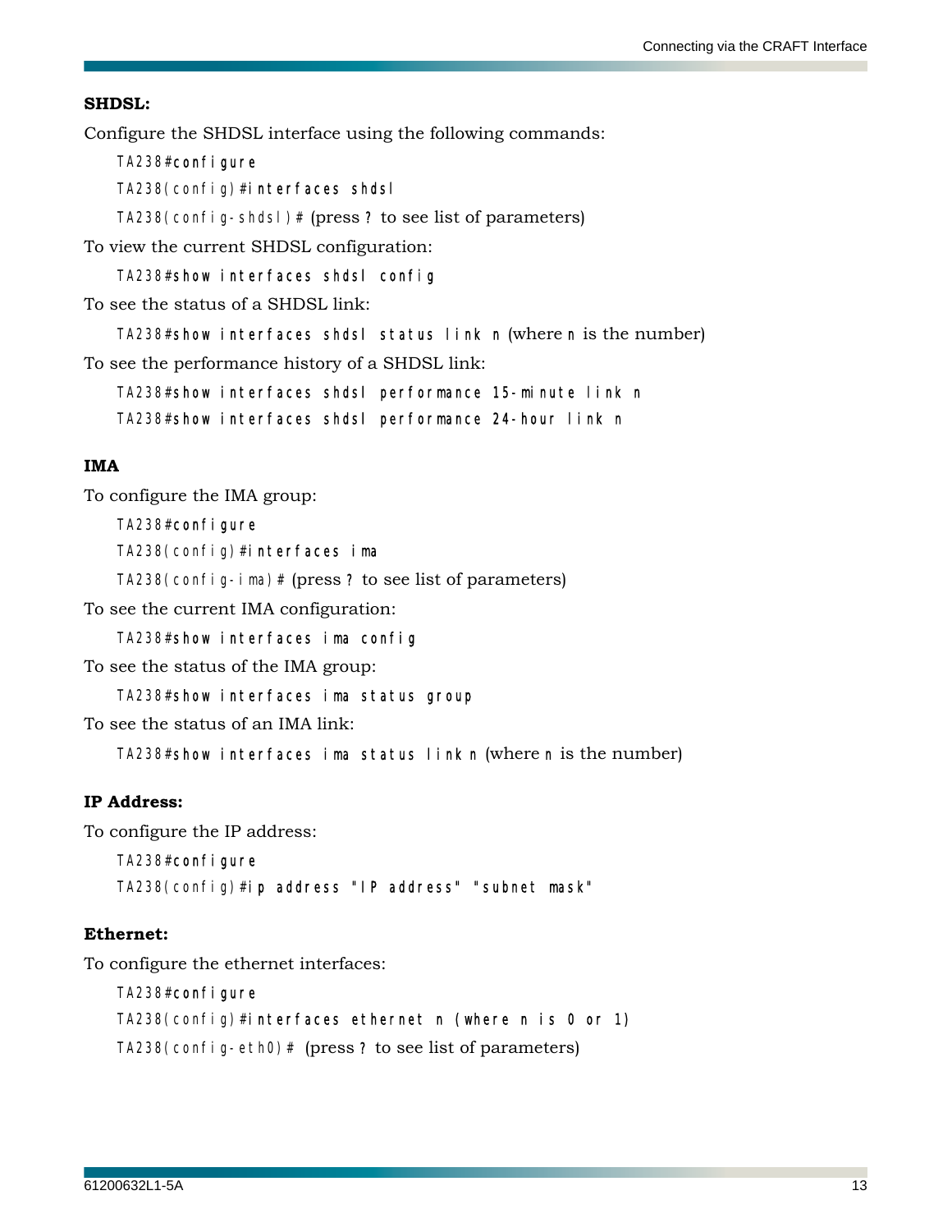**SHDSL:**

Configure the SHDSL interface using the following commands:

```
TA238#configure
TA238(config)#interfaces shdsl
TA238(config-shdsl)# (press ? to see list of parameters)
```

To view the current SHDSL configuration:

```
TA238#show interfaces shdsl config
```

To see the status of a SHDSL link:

```
TA238#show interfaces shdsl status link n (where n is the number)
```

To see the performance history of a SHDSL link:

```
TA238#show interfaces shdsl performance 15-minute link n
TA238#show interfaces shdsl performance 24-hour link n
```

**IMA**

To configure the IMA group:

```
TA238#configure
TA238(config)#interfaces ima
TA238(config-ima)# (press ? to see list of parameters)
```

To see the current IMA configuration:

```
TA238#show interfaces ima config
```

To see the status of the IMA group:

```
TA238#show interfaces ima status group
```

To see the status of an IMA link:

```
TA238#show interfaces ima status link n (where n is the number)
```

**IP Address:**

To configure the IP address:

```
TA238#configure
TA238(config)#ip address "IP address" "subnet mask"
```

**Ethernet:**

To configure the ethernet interfaces:

```
TA238#configure
TA238(config)#interfaces ethernet n (where n is 0 or 1)
TA238(config-eth0)# (press ? to see list of parameters)
```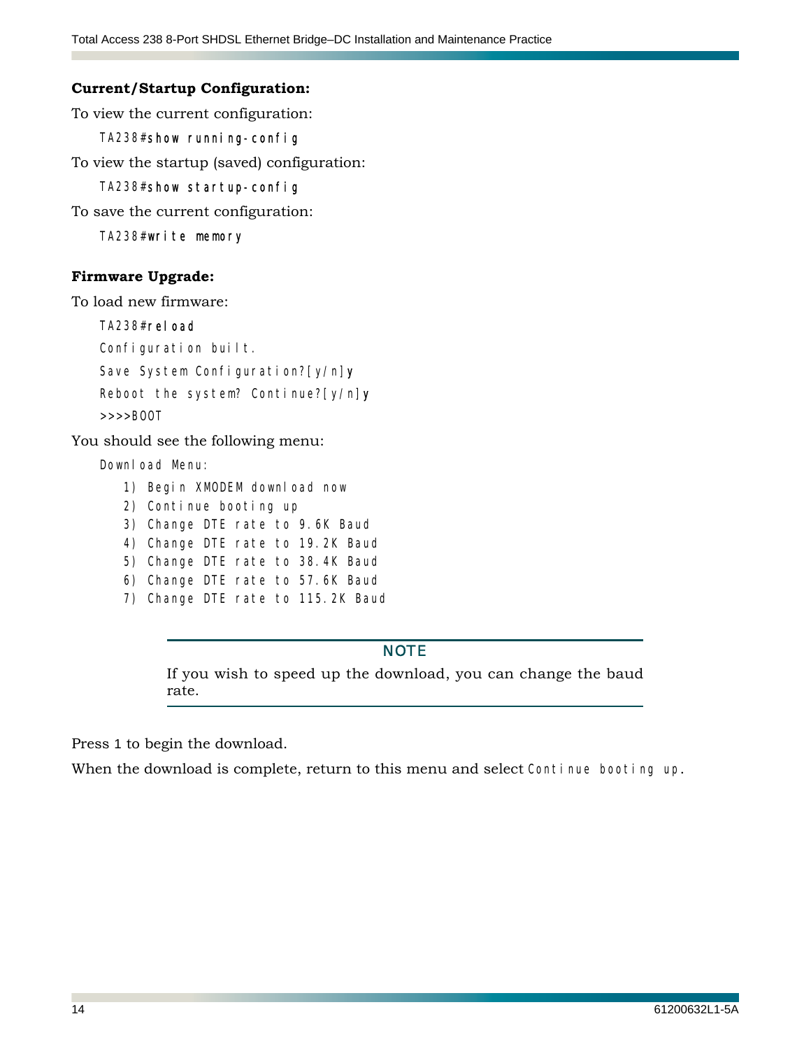**Current/Startup Configuration:**

To view the current configuration:

```
TA238#show running-config
```

To view the startup (saved) configuration:

```
TA238#show startup-config
```

To save the current configuration:

```
TA238#write memory
```

**Firmware Upgrade:**

To load new firmware:

```
TA238#reload
Configuration built.
Save System Configuration?[y/n]y
Reboot the system? Continue?[y/n]y
>>>>BOOT
```

You should see the following menu:

```
Download Menu:
   1) Begin XMODEM download now
   2) Continue booting up
   3) Change DTE rate to 9.6K Baud
   4) Change DTE rate to 19.2K Baud
   5) Change DTE rate to 38.4K Baud
   6) Change DTE rate to 57.6K Baud
   7) Change DTE rate to 115.2K Baud
```

> **NOTE**
>
> If you wish to speed up the download, you can change the baud rate.

Press 1 to begin the download.

When the download is complete, return to this menu and select `Continue booting up`.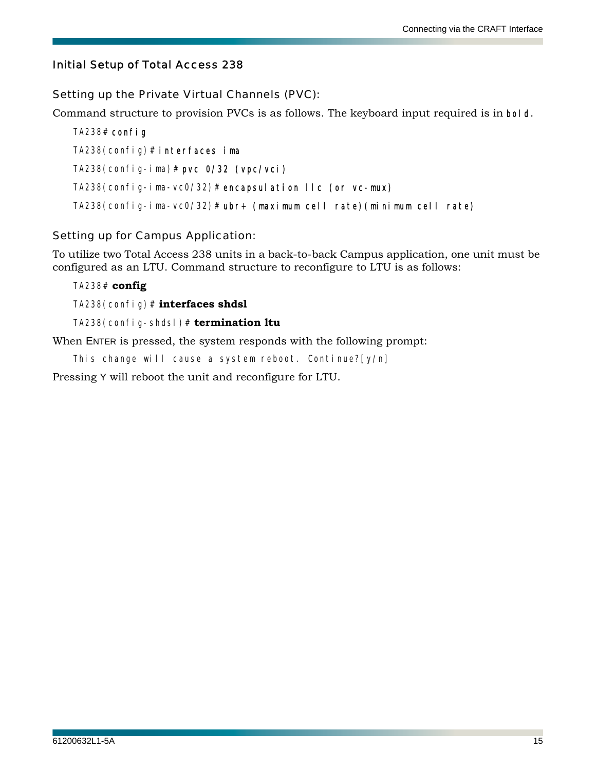## Initial Setup of Total Access 238

### Setting up the Private Virtual Channels (PVC):

Command structure to provision PVCs is as follows. The keyboard input required is in **bold**.

TA238# **config**

TA238(config)# **interfaces ima**

TA238(config-ima)# **pvc 0/32 (vpc/vci)**

TA238(config-ima-vc0/32)# **encapsulation llc (or vc-mux)**

TA238(config-ima-vc0/32)# **ubr+ (maximum cell rate)(minimum cell rate)**

### Setting up for Campus Application:

To utilize two Total Access 238 units in a back-to-back Campus application, one unit must be configured as an LTU. Command structure to reconfigure to LTU is as follows:

TA238# **config**

TA238(config)# **interfaces shdsl**

TA238(config-shdsl)# **termination ltu**

When ENTER is pressed, the system responds with the following prompt:

```
This change will cause a system reboot. Continue?[y/n]
```

Pressing Y will reboot the unit and reconfigure for LTU.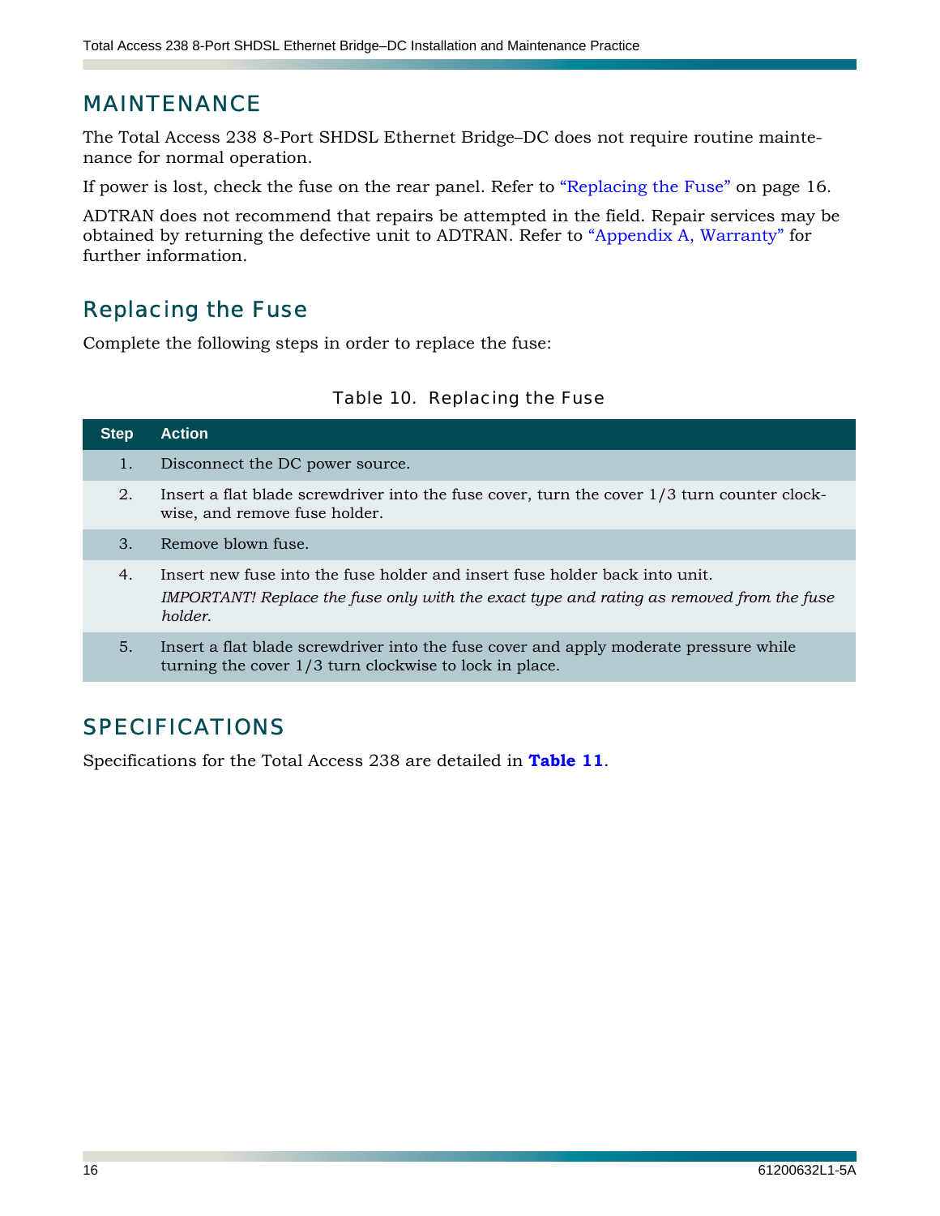## MAINTENANCE

The Total Access 238 8-Port SHDSL Ethernet Bridge–DC does not require routine maintenance for normal operation.

If power is lost, check the fuse on the rear panel. Refer to "Replacing the Fuse" on page 16.

ADTRAN does not recommend that repairs be attempted in the field. Repair services may be obtained by returning the defective unit to ADTRAN. Refer to "Appendix A, Warranty" for further information.

### Replacing the Fuse

Complete the following steps in order to replace the fuse:

Table 10. Replacing the Fuse

| Step | Action |
|---|---|
| 1. | Disconnect the DC power source. |
| 2. | Insert a flat blade screwdriver into the fuse cover, turn the cover 1/3 turn counter clockwise, and remove fuse holder. |
| 3. | Remove blown fuse. |
| 4. | Insert new fuse into the fuse holder and insert fuse holder back into unit. *IMPORTANT! Replace the fuse only with the exact type and rating as removed from the fuse holder.* |
| 5. | Insert a flat blade screwdriver into the fuse cover and apply moderate pressure while turning the cover 1/3 turn clockwise to lock in place. |

## SPECIFICATIONS

Specifications for the Total Access 238 are detailed in **Table 11**.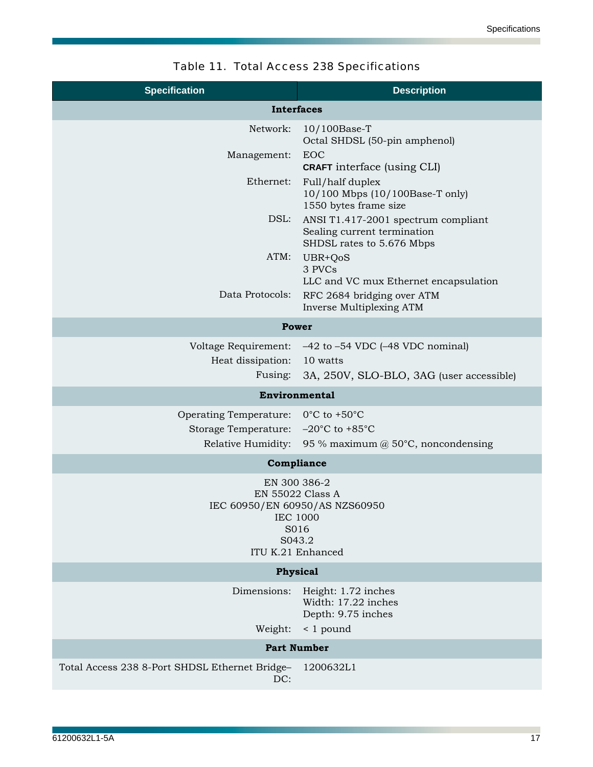Table 11. Total Access 238 Specifications

| Specification | Description |
|---|---|
| **Interfaces** | |
| Network: | 10/100Base-T<br>Octal SHDSL (50-pin amphenol) |
| Management: | EOC<br>**CRAFT** interface (using CLI) |
| Ethernet: | Full/half duplex<br>10/100 Mbps (10/100Base-T only)<br>1550 bytes frame size |
| DSL: | ANSI T1.417-2001 spectrum compliant<br>Sealing current termination<br>SHDSL rates to 5.676 Mbps |
| ATM: | UBR+QoS<br>3 PVCs<br>LLC and VC mux Ethernet encapsulation |
| Data Protocols: | RFC 2684 bridging over ATM<br>Inverse Multiplexing ATM |
| **Power** | |
| Voltage Requirement: | –42 to –54 VDC (–48 VDC nominal) |
| Heat dissipation: | 10 watts |
| Fusing: | 3A, 250V, SLO-BLO, 3AG (user accessible) |
| **Environmental** | |
| Operating Temperature: | 0°C to +50°C |
| Storage Temperature: | –20°C to +85°C |
| Relative Humidity: | 95 % maximum @ 50°C, noncondensing |
| **Compliance** | |
| EN 300 386-2<br>EN 55022 Class A<br>IEC 60950/EN 60950/AS NZS60950<br>IEC 1000<br>S016<br>S043.2<br>ITU K.21 Enhanced | |
| **Physical** | |
| Dimensions: | Height: 1.72 inches<br>Width: 17.22 inches<br>Depth: 9.75 inches |
| Weight: | < 1 pound |
| **Part Number** | |
| Total Access 238 8-Port SHDSL Ethernet Bridge–DC: | 1200632L1 |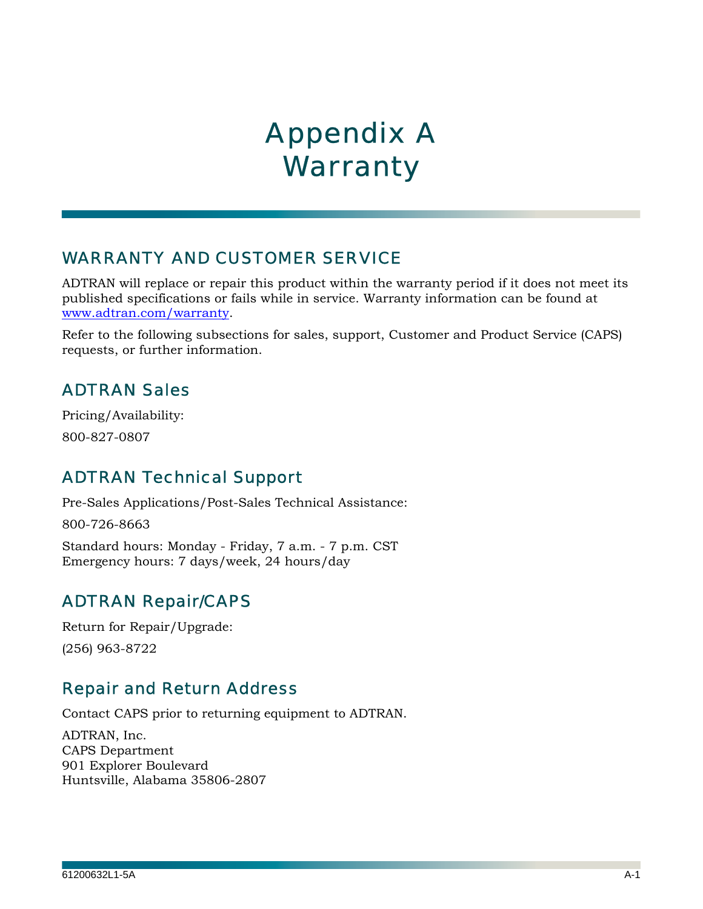# Appendix A Warranty

## WARRANTY AND CUSTOMER SERVICE

ADTRAN will replace or repair this product within the warranty period if it does not meet its published specifications or fails while in service. Warranty information can be found at www.adtran.com/warranty.

Refer to the following subsections for sales, support, Customer and Product Service (CAPS) requests, or further information.

### ADTRAN Sales

Pricing/Availability:

800-827-0807

### ADTRAN Technical Support

Pre-Sales Applications/Post-Sales Technical Assistance:

800-726-8663

Standard hours: Monday - Friday, 7 a.m. - 7 p.m. CST
Emergency hours: 7 days/week, 24 hours/day

### ADTRAN Repair/CAPS

Return for Repair/Upgrade:

(256) 963-8722

### Repair and Return Address

Contact CAPS prior to returning equipment to ADTRAN.

ADTRAN, Inc.
CAPS Department
901 Explorer Boulevard
Huntsville, Alabama 35806-2807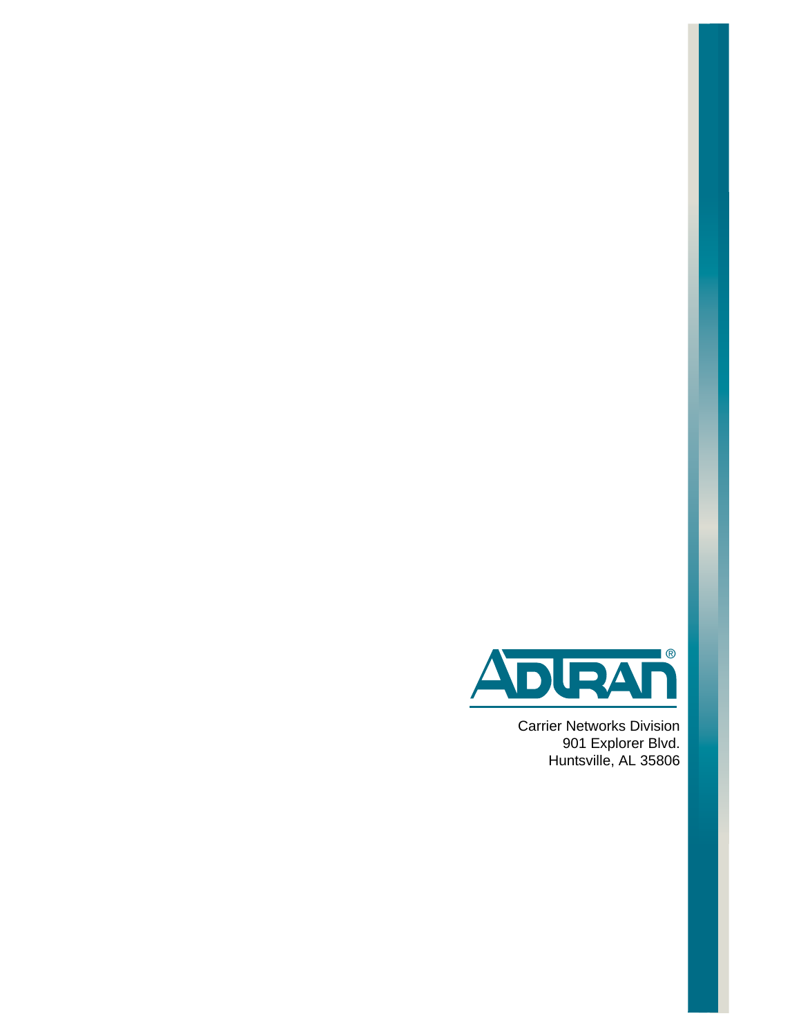ADTRAN®

Carrier Networks Division
901 Explorer Blvd.
Huntsville, AL 35806